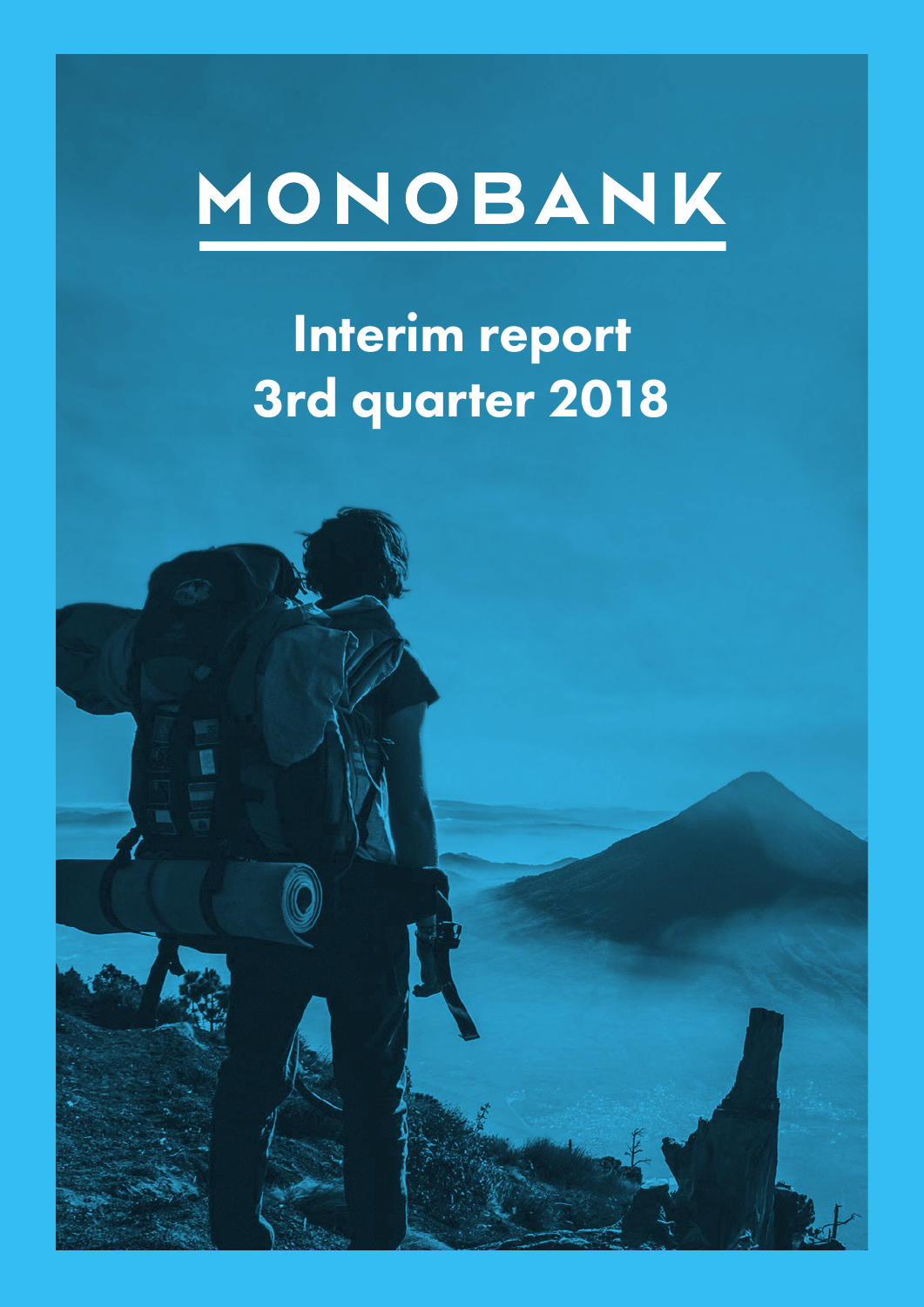# MONOBANK

## Interim report
## 3rd quarter 2018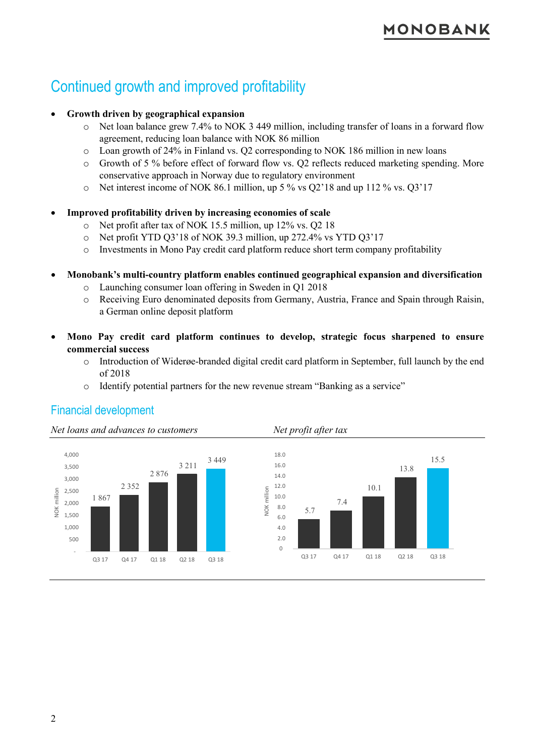## Continued growth and improved profitability

- **Growth driven by geographical expansion**
  - Net loan balance grew 7.4% to NOK 3 449 million, including transfer of loans in a forward flow agreement, reducing loan balance with NOK 86 million
  - Loan growth of 24% in Finland vs. Q2 corresponding to NOK 186 million in new loans
  - Growth of 5 % before effect of forward flow vs. Q2 reflects reduced marketing spending. More conservative approach in Norway due to regulatory environment
  - Net interest income of NOK 86.1 million, up 5 % vs Q2'18 and up 112 % vs. Q3'17

- **Improved profitability driven by increasing economies of scale**
  - Net profit after tax of NOK 15.5 million, up 12% vs. Q2 18
  - Net profit YTD Q3'18 of NOK 39.3 million, up 272.4% vs YTD Q3'17
  - Investments in Mono Pay credit card platform reduce short term company profitability

- **Monobank's multi-country platform enables continued geographical expansion and diversification**
  - Launching consumer loan offering in Sweden in Q1 2018
  - Receiving Euro denominated deposits from Germany, Austria, France and Spain through Raisin, a German online deposit platform

- **Mono Pay credit card platform continues to develop, strategic focus sharpened to ensure commercial success**
  - Introduction of Widerøe-branded digital credit card platform in September, full launch by the end of 2018
  - Identify potential partners for the new revenue stream "Banking as a service"

## Financial development

*Net loans and advances to customers*

| NOK million | Q3 17 | Q4 17 | Q1 18 | Q2 18 | Q3 18 |
|---|---|---|---|---|---|
| Net loans and advances to customers | 1 867 | 2 352 | 2 876 | 3 211 | 3 449 |

*Net profit after tax*

| NOK million | Q3 17 | Q4 17 | Q1 18 | Q2 18 | Q3 18 |
|---|---|---|---|---|---|
| Net profit after tax | 5.7 | 7.4 | 10.1 | 13.8 | 15.5 |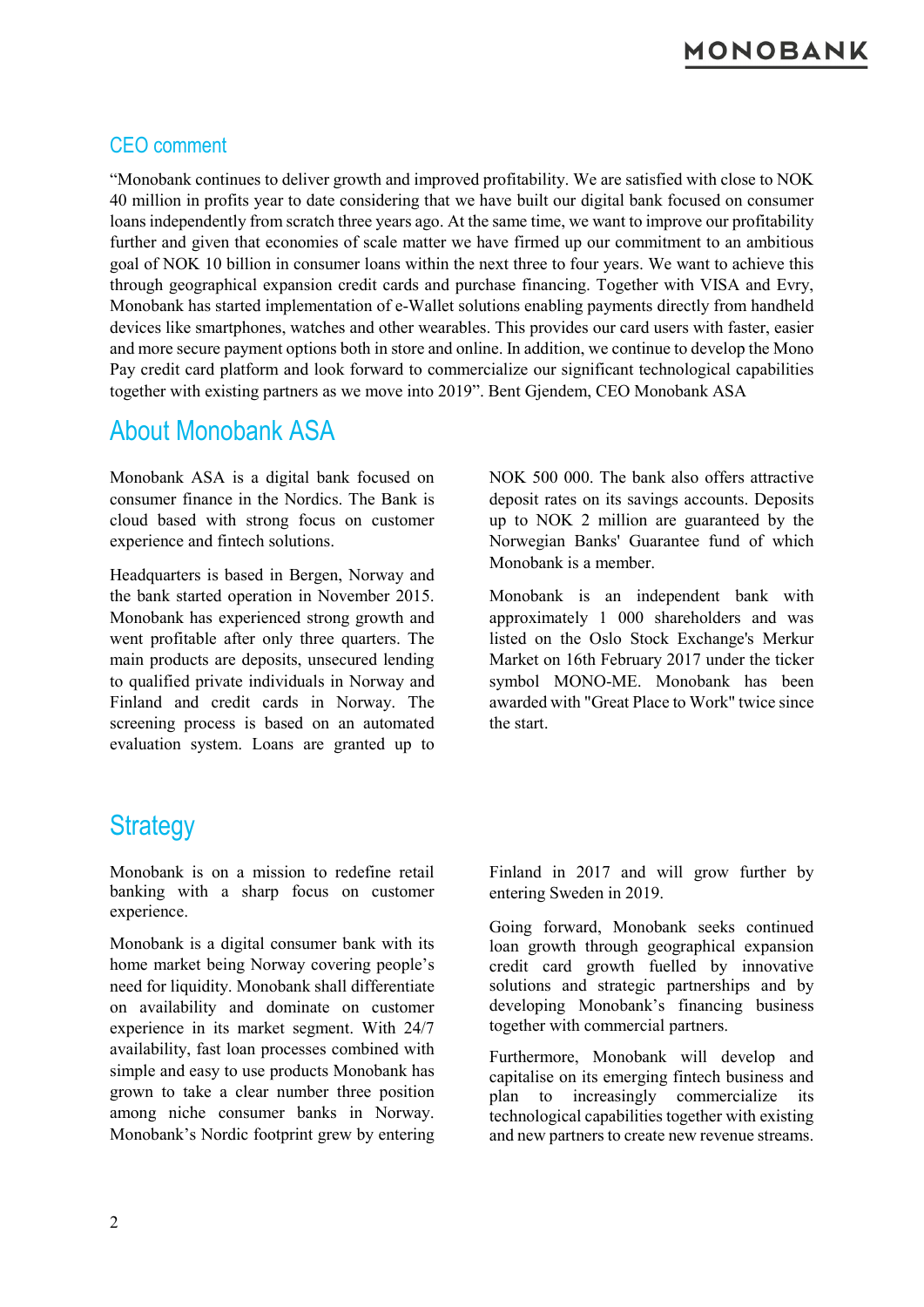## CEO comment

"Monobank continues to deliver growth and improved profitability. We are satisfied with close to NOK 40 million in profits year to date considering that we have built our digital bank focused on consumer loans independently from scratch three years ago. At the same time, we want to improve our profitability further and given that economies of scale matter we have firmed up our commitment to an ambitious goal of NOK 10 billion in consumer loans within the next three to four years. We want to achieve this through geographical expansion credit cards and purchase financing. Together with VISA and Evry, Monobank has started implementation of e-Wallet solutions enabling payments directly from handheld devices like smartphones, watches and other wearables. This provides our card users with faster, easier and more secure payment options both in store and online. In addition, we continue to develop the Mono Pay credit card platform and look forward to commercialize our significant technological capabilities together with existing partners as we move into 2019". Bent Gjendem, CEO Monobank ASA

# About Monobank ASA

Monobank ASA is a digital bank focused on consumer finance in the Nordics. The Bank is cloud based with strong focus on customer experience and fintech solutions.

Headquarters is based in Bergen, Norway and the bank started operation in November 2015. Monobank has experienced strong growth and went profitable after only three quarters. The main products are deposits, unsecured lending to qualified private individuals in Norway and Finland and credit cards in Norway. The screening process is based on an automated evaluation system. Loans are granted up to NOK 500 000. The bank also offers attractive deposit rates on its savings accounts. Deposits up to NOK 2 million are guaranteed by the Norwegian Banks' Guarantee fund of which Monobank is a member.

Monobank is an independent bank with approximately 1 000 shareholders and was listed on the Oslo Stock Exchange's Merkur Market on 16th February 2017 under the ticker symbol MONO-ME. Monobank has been awarded with "Great Place to Work" twice since the start.

# Strategy

Monobank is on a mission to redefine retail banking with a sharp focus on customer experience.

Monobank is a digital consumer bank with its home market being Norway covering people's need for liquidity. Monobank shall differentiate on availability and dominate on customer experience in its market segment. With 24/7 availability, fast loan processes combined with simple and easy to use products Monobank has grown to take a clear number three position among niche consumer banks in Norway. Monobank's Nordic footprint grew by entering Finland in 2017 and will grow further by entering Sweden in 2019.

Going forward, Monobank seeks continued loan growth through geographical expansion credit card growth fuelled by innovative solutions and strategic partnerships and by developing Monobank's financing business together with commercial partners.

Furthermore, Monobank will develop and capitalise on its emerging fintech business and plan to increasingly commercialize its technological capabilities together with existing and new partners to create new revenue streams.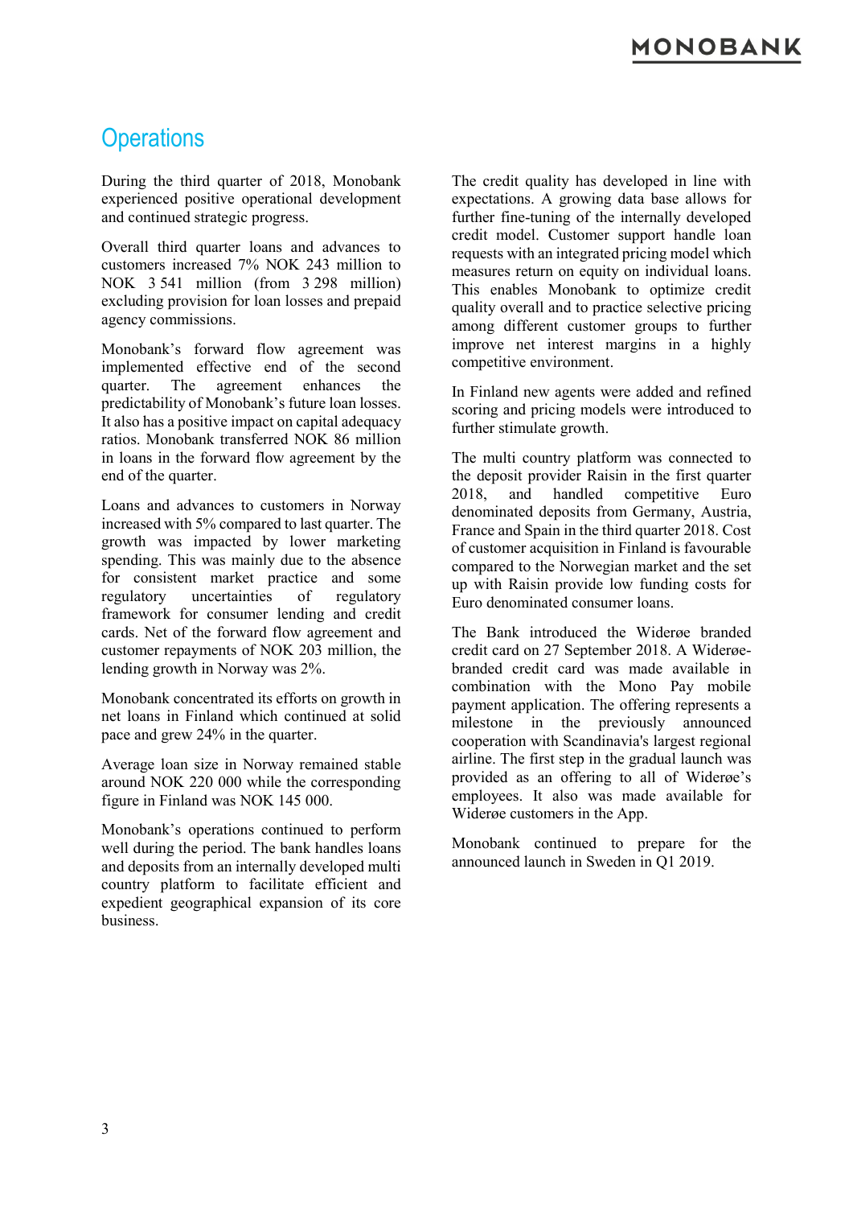# Operations

During the third quarter of 2018, Monobank experienced positive operational development and continued strategic progress.

Overall third quarter loans and advances to customers increased 7% NOK 243 million to NOK 3 541 million (from 3 298 million) excluding provision for loan losses and prepaid agency commissions.

Monobank's forward flow agreement was implemented effective end of the second quarter. The agreement enhances the predictability of Monobank's future loan losses. It also has a positive impact on capital adequacy ratios. Monobank transferred NOK 86 million in loans in the forward flow agreement by the end of the quarter.

Loans and advances to customers in Norway increased with 5% compared to last quarter. The growth was impacted by lower marketing spending. This was mainly due to the absence for consistent market practice and some regulatory uncertainties of regulatory framework for consumer lending and credit cards. Net of the forward flow agreement and customer repayments of NOK 203 million, the lending growth in Norway was 2%.

Monobank concentrated its efforts on growth in net loans in Finland which continued at solid pace and grew 24% in the quarter.

Average loan size in Norway remained stable around NOK 220 000 while the corresponding figure in Finland was NOK 145 000.

Monobank's operations continued to perform well during the period. The bank handles loans and deposits from an internally developed multi country platform to facilitate efficient and expedient geographical expansion of its core business.

The credit quality has developed in line with expectations. A growing data base allows for further fine-tuning of the internally developed credit model. Customer support handle loan requests with an integrated pricing model which measures return on equity on individual loans. This enables Monobank to optimize credit quality overall and to practice selective pricing among different customer groups to further improve net interest margins in a highly competitive environment.

In Finland new agents were added and refined scoring and pricing models were introduced to further stimulate growth.

The multi country platform was connected to the deposit provider Raisin in the first quarter 2018, and handled competitive Euro denominated deposits from Germany, Austria, France and Spain in the third quarter 2018. Cost of customer acquisition in Finland is favourable compared to the Norwegian market and the set up with Raisin provide low funding costs for Euro denominated consumer loans.

The Bank introduced the Widerøe branded credit card on 27 September 2018. A Widerøe-branded credit card was made available in combination with the Mono Pay mobile payment application. The offering represents a milestone in the previously announced cooperation with Scandinavia's largest regional airline. The first step in the gradual launch was provided as an offering to all of Widerøe's employees. It also was made available for Widerøe customers in the App.

Monobank continued to prepare for the announced launch in Sweden in Q1 2019.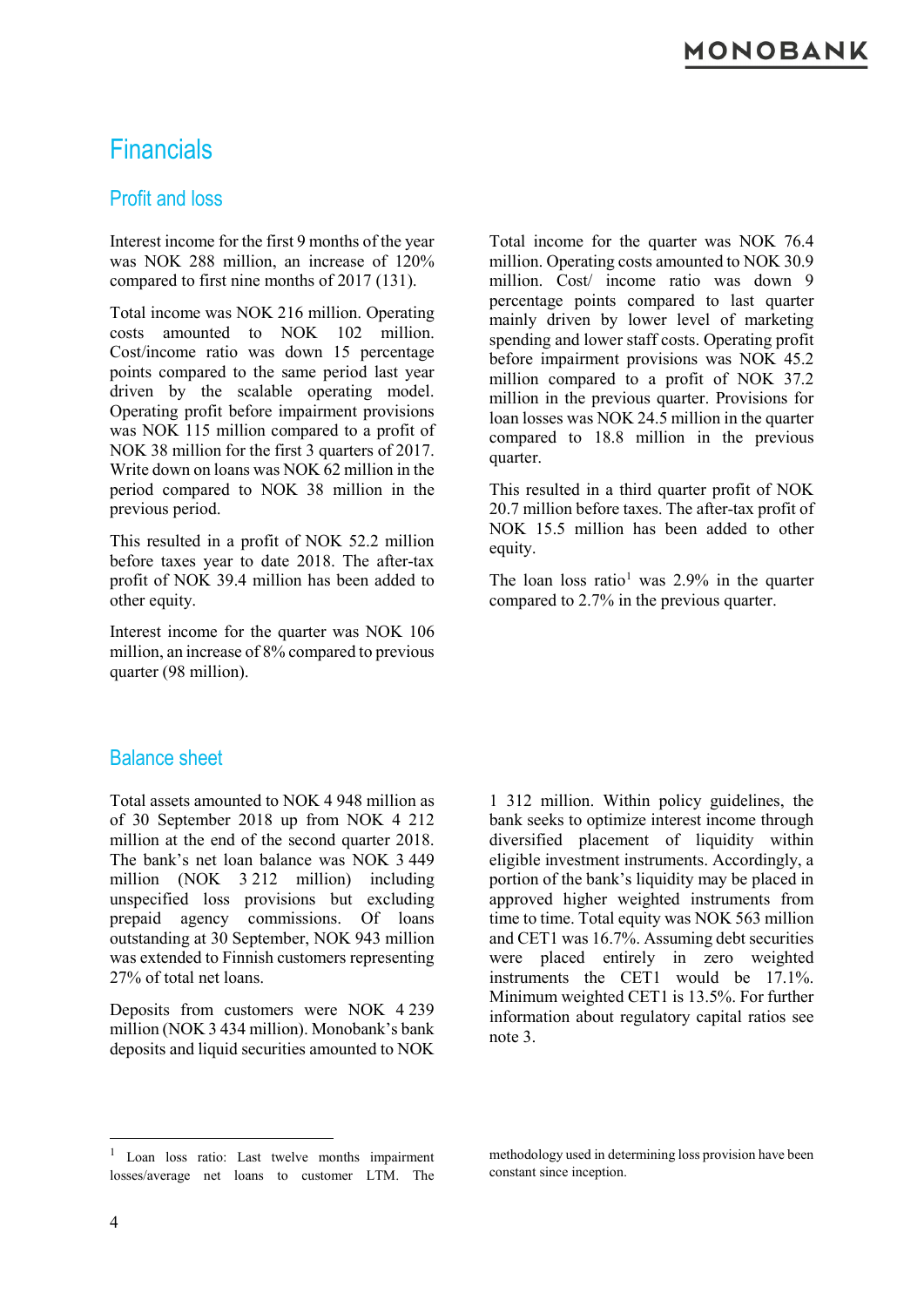# Financials

## Profit and loss

Interest income for the first 9 months of the year was NOK 288 million, an increase of 120% compared to first nine months of 2017 (131).

Total income was NOK 216 million. Operating costs amounted to NOK 102 million. Cost/income ratio was down 15 percentage points compared to the same period last year driven by the scalable operating model. Operating profit before impairment provisions was NOK 115 million compared to a profit of NOK 38 million for the first 3 quarters of 2017. Write down on loans was NOK 62 million in the period compared to NOK 38 million in the previous period.

This resulted in a profit of NOK 52.2 million before taxes year to date 2018. The after-tax profit of NOK 39.4 million has been added to other equity.

Interest income for the quarter was NOK 106 million, an increase of 8% compared to previous quarter (98 million).

Total income for the quarter was NOK 76.4 million. Operating costs amounted to NOK 30.9 million. Cost/ income ratio was down 9 percentage points compared to last quarter mainly driven by lower level of marketing spending and lower staff costs. Operating profit before impairment provisions was NOK 45.2 million compared to a profit of NOK 37.2 million in the previous quarter. Provisions for loan losses was NOK 24.5 million in the quarter compared to 18.8 million in the previous quarter.

This resulted in a third quarter profit of NOK 20.7 million before taxes. The after-tax profit of NOK 15.5 million has been added to other equity.

The loan loss ratio[1] was 2.9% in the quarter compared to 2.7% in the previous quarter.

## Balance sheet

Total assets amounted to NOK 4 948 million as of 30 September 2018 up from NOK 4 212 million at the end of the second quarter 2018. The bank's net loan balance was NOK 3 449 million (NOK 3 212 million) including unspecified loss provisions but excluding prepaid agency commissions. Of loans outstanding at 30 September, NOK 943 million was extended to Finnish customers representing 27% of total net loans.

Deposits from customers were NOK 4 239 million (NOK 3 434 million). Monobank's bank deposits and liquid securities amounted to NOK 1 312 million. Within policy guidelines, the bank seeks to optimize interest income through diversified placement of liquidity within eligible investment instruments. Accordingly, a portion of the bank's liquidity may be placed in approved higher weighted instruments from time to time. Total equity was NOK 563 million and CET1 was 16.7%. Assuming debt securities were placed entirely in zero weighted instruments the CET1 would be 17.1%. Minimum weighted CET1 is 13.5%. For further information about regulatory capital ratios see note 3.

[1] Loan loss ratio: Last twelve months impairment losses/average net loans to customer LTM. The methodology used in determining loss provision have been constant since inception.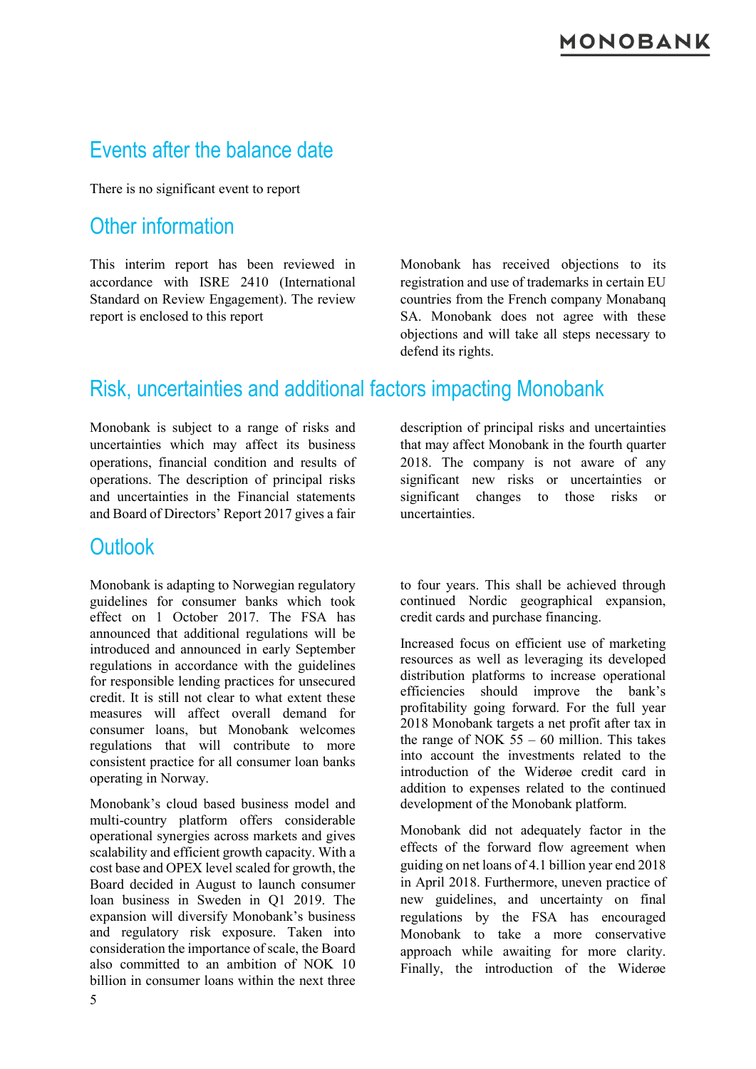## Events after the balance date

There is no significant event to report

## Other information

This interim report has been reviewed in accordance with ISRE 2410 (International Standard on Review Engagement). The review report is enclosed to this report

Monobank has received objections to its registration and use of trademarks in certain EU countries from the French company Monabanq SA. Monobank does not agree with these objections and will take all steps necessary to defend its rights.

## Risk, uncertainties and additional factors impacting Monobank

Monobank is subject to a range of risks and uncertainties which may affect its business operations, financial condition and results of operations. The description of principal risks and uncertainties in the Financial statements and Board of Directors' Report 2017 gives a fair description of principal risks and uncertainties that may affect Monobank in the fourth quarter 2018. The company is not aware of any significant new risks or uncertainties or significant changes to those risks or uncertainties.

## Outlook

Monobank is adapting to Norwegian regulatory guidelines for consumer banks which took effect on 1 October 2017. The FSA has announced that additional regulations will be introduced and announced in early September regulations in accordance with the guidelines for responsible lending practices for unsecured credit. It is still not clear to what extent these measures will affect overall demand for consumer loans, but Monobank welcomes regulations that will contribute to more consistent practice for all consumer loan banks operating in Norway.

Monobank's cloud based business model and multi-country platform offers considerable operational synergies across markets and gives scalability and efficient growth capacity. With a cost base and OPEX level scaled for growth, the Board decided in August to launch consumer loan business in Sweden in Q1 2019. The expansion will diversify Monobank's business and regulatory risk exposure. Taken into consideration the importance of scale, the Board also committed to an ambition of NOK 10 billion in consumer loans within the next three to four years. This shall be achieved through continued Nordic geographical expansion, credit cards and purchase financing.

Increased focus on efficient use of marketing resources as well as leveraging its developed distribution platforms to increase operational efficiencies should improve the bank's profitability going forward. For the full year 2018 Monobank targets a net profit after tax in the range of NOK 55 – 60 million. This takes into account the investments related to the introduction of the Widerøe credit card in addition to expenses related to the continued development of the Monobank platform.

Monobank did not adequately factor in the effects of the forward flow agreement when guiding on net loans of 4.1 billion year end 2018 in April 2018. Furthermore, uneven practice of new guidelines, and uncertainty on final regulations by the FSA has encouraged Monobank to take a more conservative approach while awaiting for more clarity. Finally, the introduction of the Widerøe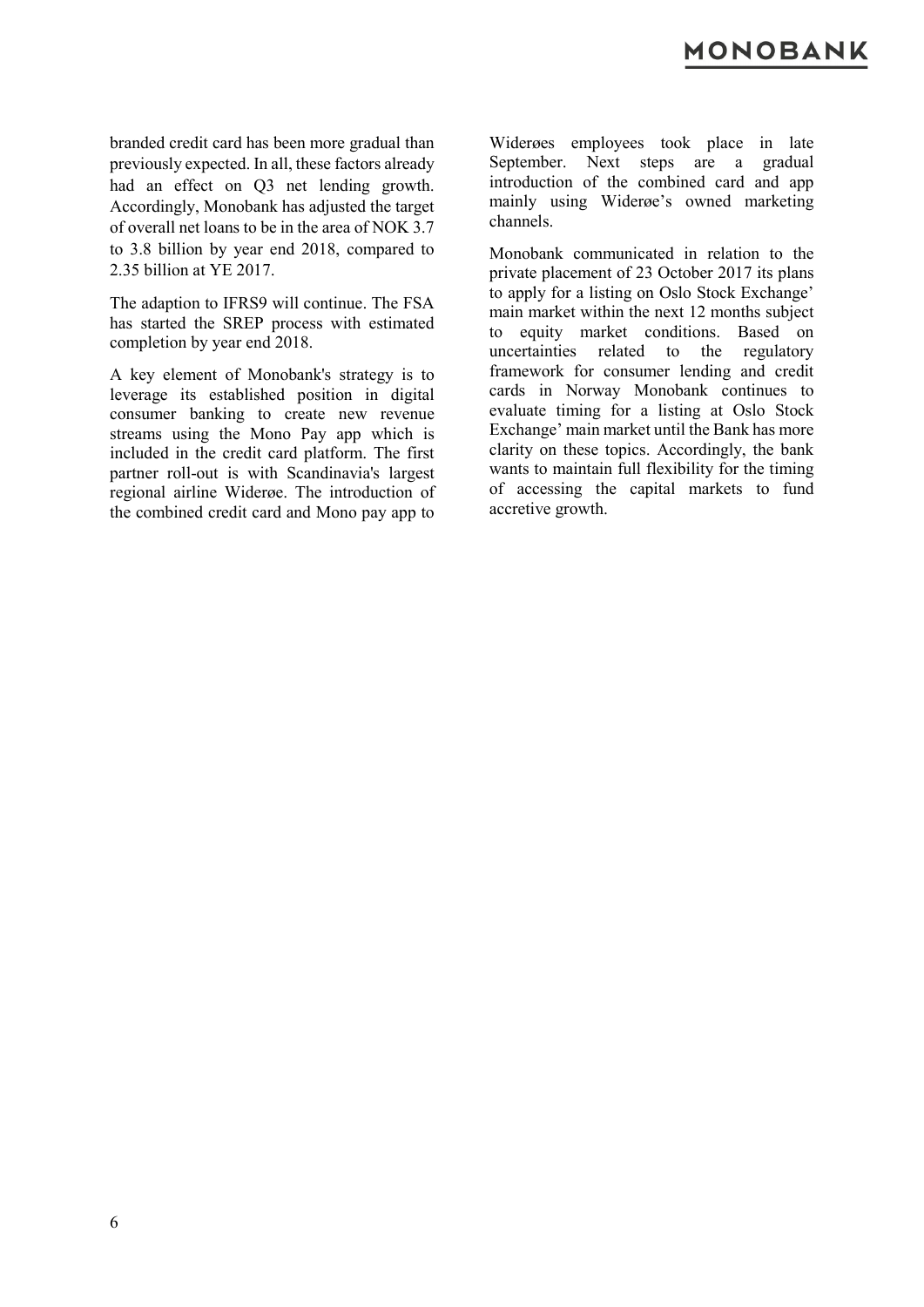branded credit card has been more gradual than previously expected. In all, these factors already had an effect on Q3 net lending growth. Accordingly, Monobank has adjusted the target of overall net loans to be in the area of NOK 3.7 to 3.8 billion by year end 2018, compared to 2.35 billion at YE 2017.

The adaption to IFRS9 will continue. The FSA has started the SREP process with estimated completion by year end 2018.

A key element of Monobank's strategy is to leverage its established position in digital consumer banking to create new revenue streams using the Mono Pay app which is included in the credit card platform. The first partner roll-out is with Scandinavia's largest regional airline Widerøe. The introduction of the combined credit card and Mono pay app to Widerøes employees took place in late September. Next steps are a gradual introduction of the combined card and app mainly using Widerøe's owned marketing channels.

Monobank communicated in relation to the private placement of 23 October 2017 its plans to apply for a listing on Oslo Stock Exchange' main market within the next 12 months subject to equity market conditions. Based on uncertainties related to the regulatory framework for consumer lending and credit cards in Norway Monobank continues to evaluate timing for a listing at Oslo Stock Exchange' main market until the Bank has more clarity on these topics. Accordingly, the bank wants to maintain full flexibility for the timing of accessing the capital markets to fund accretive growth.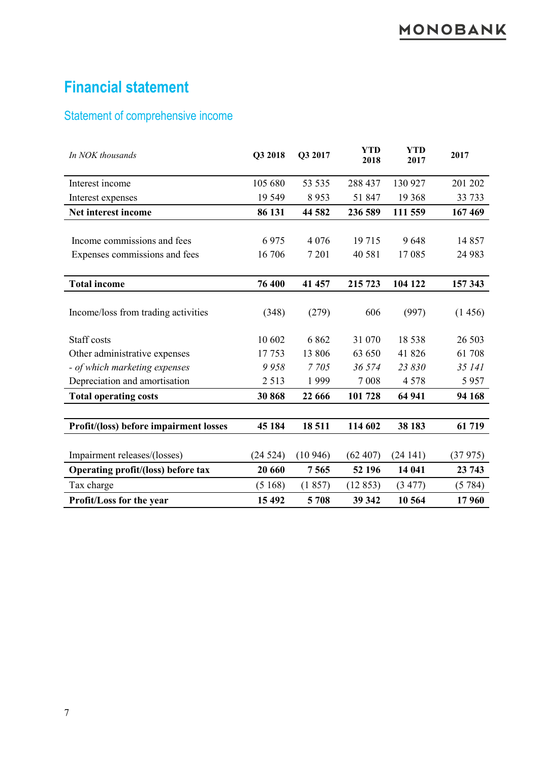# Financial statement

## Statement of comprehensive income

| *In NOK thousands* | Q3 2018 | Q3 2017 | YTD 2018 | YTD 2017 | 2017 |
|---|---|---|---|---|---|
| Interest income | 105 680 | 53 535 | 288 437 | 130 927 | 201 202 |
| Interest expenses | 19 549 | 8 953 | 51 847 | 19 368 | 33 733 |
| **Net interest income** | **86 131** | **44 582** | **236 589** | **111 559** | **167 469** |
| Income commissions and fees | 6 975 | 4 076 | 19 715 | 9 648 | 14 857 |
| Expenses commissions and fees | 16 706 | 7 201 | 40 581 | 17 085 | 24 983 |
| **Total income** | **76 400** | **41 457** | **215 723** | **104 122** | **157 343** |
| Income/loss from trading activities | (348) | (279) | 606 | (997) | (1 456) |
| Staff costs | 10 602 | 6 862 | 31 070 | 18 538 | 26 503 |
| Other administrative expenses | 17 753 | 13 806 | 63 650 | 41 826 | 61 708 |
| *- of which marketing expenses* | *9 958* | *7 705* | *36 574* | *23 830* | *35 141* |
| Depreciation and amortisation | 2 513 | 1 999 | 7 008 | 4 578 | 5 957 |
| **Total operating costs** | **30 868** | **22 666** | **101 728** | **64 941** | **94 168** |
| **Profit/(loss) before impairment losses** | **45 184** | **18 511** | **114 602** | **38 183** | **61 719** |
| Impairment releases/(losses) | (24 524) | (10 946) | (62 407) | (24 141) | (37 975) |
| **Operating profit/(loss) before tax** | **20 660** | **7 565** | **52 196** | **14 041** | **23 743** |
| Tax charge | (5 168) | (1 857) | (12 853) | (3 477) | (5 784) |
| **Profit/Loss for the year** | **15 492** | **5 708** | **39 342** | **10 564** | **17 960** |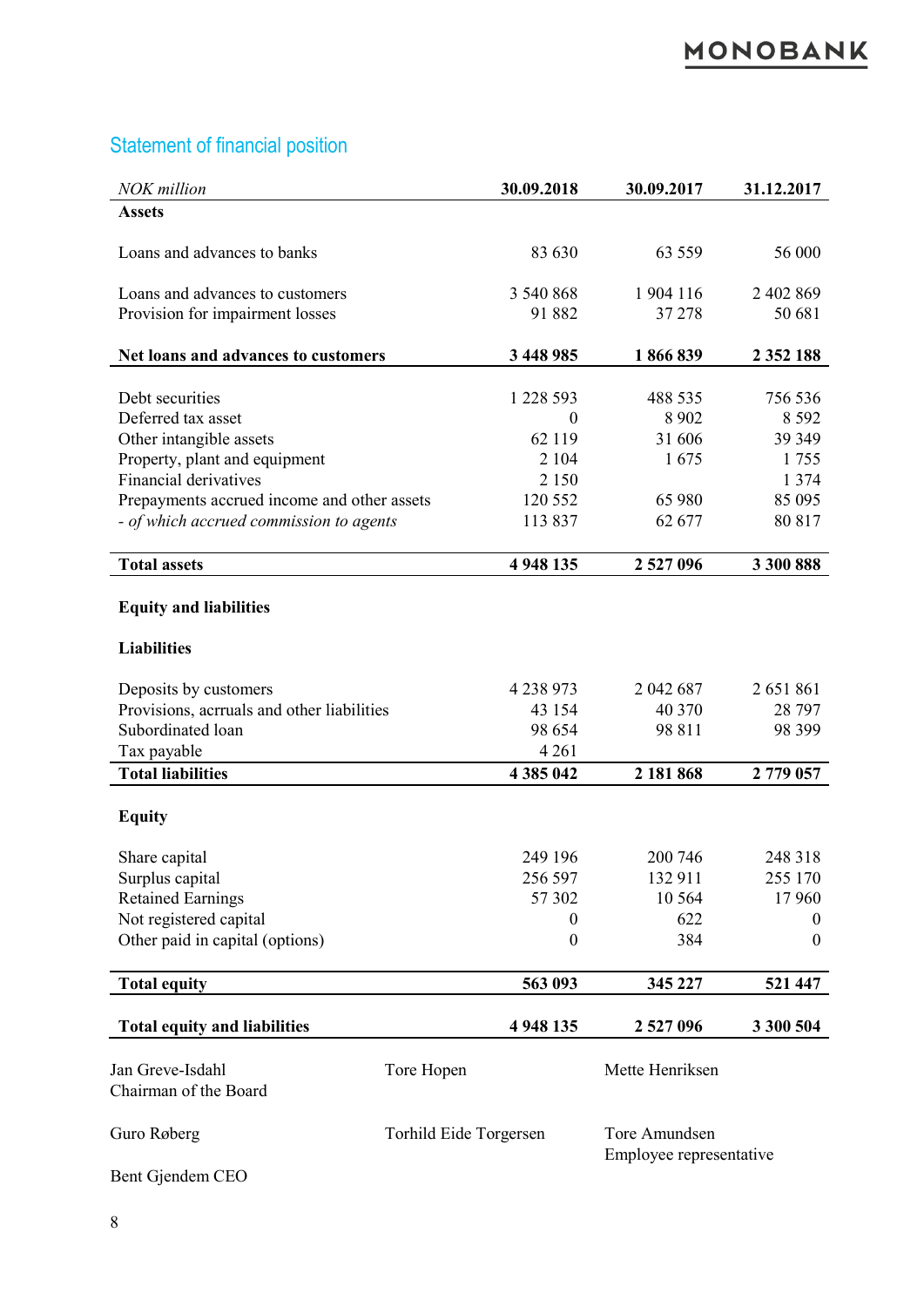## Statement of financial position

| *NOK million* | 30.09.2018 | 30.09.2017 | 31.12.2017 |
|---|---|---|---|
| **Assets** | | | |
| Loans and advances to banks | 83 630 | 63 559 | 56 000 |
| Loans and advances to customers | 3 540 868 | 1 904 116 | 2 402 869 |
| Provision for impairment losses | 91 882 | 37 278 | 50 681 |
| **Net loans and advances to customers** | **3 448 985** | **1 866 839** | **2 352 188** |
| Debt securities | 1 228 593 | 488 535 | 756 536 |
| Deferred tax asset | 0 | 8 902 | 8 592 |
| Other intangible assets | 62 119 | 31 606 | 39 349 |
| Property, plant and equipment | 2 104 | 1 675 | 1 755 |
| Financial derivatives | 2 150 | | 1 374 |
| Prepayments accrued income and other assets | 120 552 | 65 980 | 85 095 |
| *- of which accrued commission to agents* | 113 837 | 62 677 | 80 817 |
| **Total assets** | **4 948 135** | **2 527 096** | **3 300 888** |
| **Equity and liabilities** | | | |
| **Liabilities** | | | |
| Deposits by customers | 4 238 973 | 2 042 687 | 2 651 861 |
| Provisions, acrruals and other liabilities | 43 154 | 40 370 | 28 797 |
| Subordinated loan | 98 654 | 98 811 | 98 399 |
| Tax payable | 4 261 | | |
| **Total liabilities** | **4 385 042** | **2 181 868** | **2 779 057** |
| **Equity** | | | |
| Share capital | 249 196 | 200 746 | 248 318 |
| Surplus capital | 256 597 | 132 911 | 255 170 |
| Retained Earnings | 57 302 | 10 564 | 17 960 |
| Not registered capital | 0 | 622 | 0 |
| Other paid in capital (options) | 0 | 384 | 0 |
| **Total equity** | **563 093** | **345 227** | **521 447** |
| **Total equity and liabilities** | **4 948 135** | **2 527 096** | **3 300 504** |

Jan Greve-Isdahl
Chairman of the Board

Tore Hopen

Mette Henriksen

Guro Røberg

Torhild Eide Torgersen

Tore Amundsen
Employee representative

Bent Gjendem CEO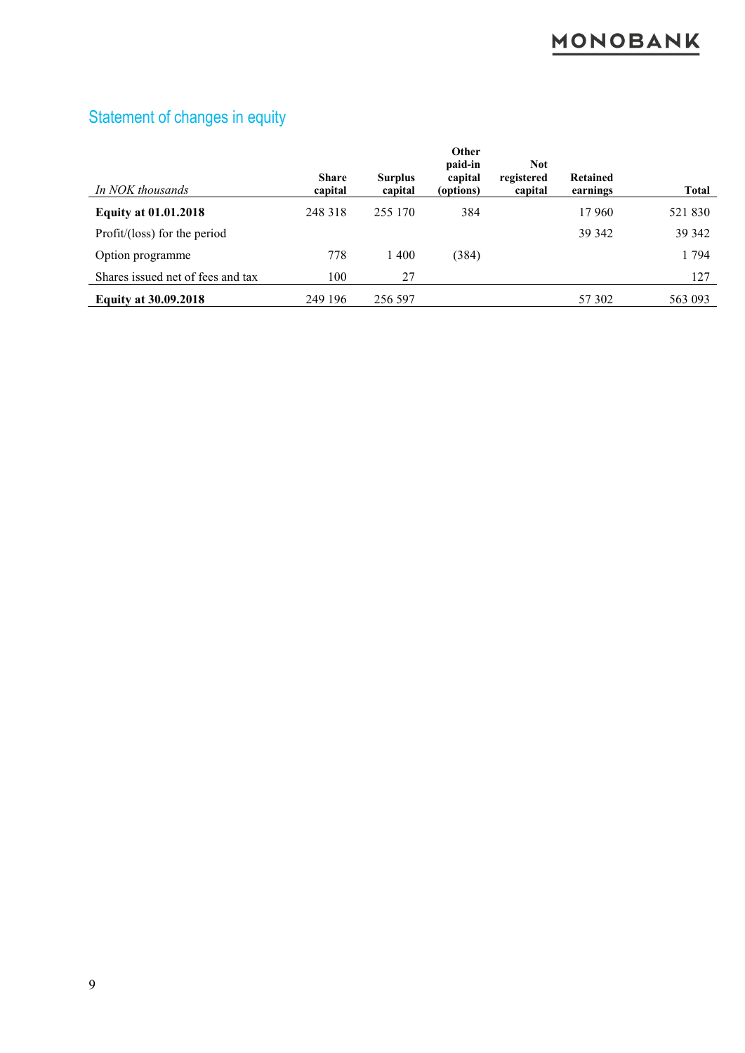## Statement of changes in equity

| *In NOK thousands* | Share capital | Surplus capital | Other paid-in capital (options) | Not registered capital | Retained earnings | Total |
|---|---|---|---|---|---|---|
| **Equity at 01.01.2018** | 248 318 | 255 170 | 384 | | 17 960 | 521 830 |
| Profit/(loss) for the period | | | | | 39 342 | 39 342 |
| Option programme | 778 | 1 400 | (384) | | | 1 794 |
| Shares issued net of fees and tax | 100 | 27 | | | | 127 |
| **Equity at 30.09.2018** | 249 196 | 256 597 | | | 57 302 | 563 093 |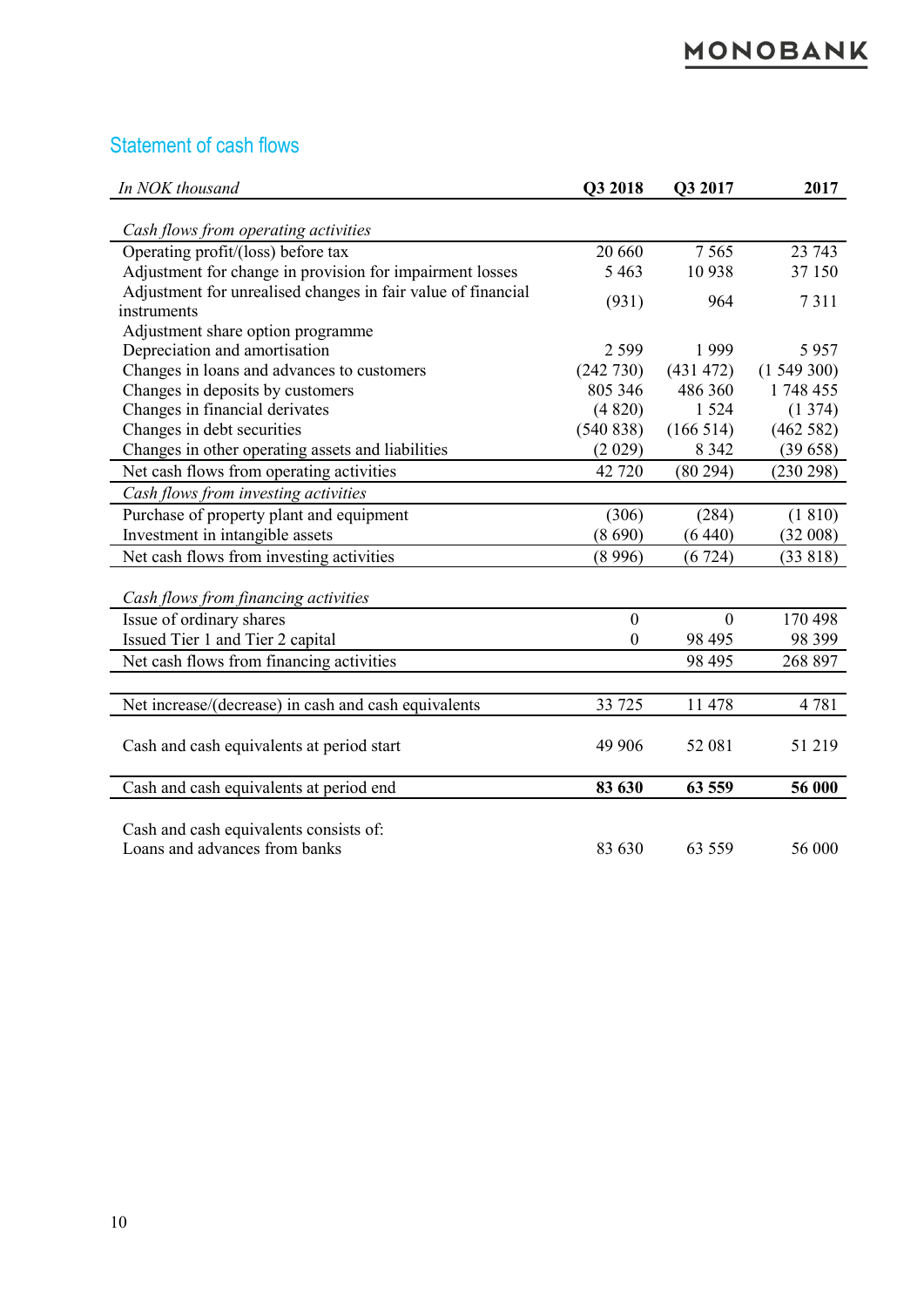## Statement of cash flows

| *In NOK thousand* | Q3 2018 | Q3 2017 | 2017 |
|---|---|---|---|
| *Cash flows from operating activities* | | | |
| Operating profit/(loss) before tax | 20 660 | 7 565 | 23 743 |
| Adjustment for change in provision for impairment losses | 5 463 | 10 938 | 37 150 |
| Adjustment for unrealised changes in fair value of financial instruments | (931) | 964 | 7 311 |
| Adjustment share option programme | | | |
| Depreciation and amortisation | 2 599 | 1 999 | 5 957 |
| Changes in loans and advances to customers | (242 730) | (431 472) | (1 549 300) |
| Changes in deposits by customers | 805 346 | 486 360 | 1 748 455 |
| Changes in financial derivates | (4 820) | 1 524 | (1 374) |
| Changes in debt securities | (540 838) | (166 514) | (462 582) |
| Changes in other operating assets and liabilities | (2 029) | 8 342 | (39 658) |
| Net cash flows from operating activities | 42 720 | (80 294) | (230 298) |
| *Cash flows from investing activities* | | | |
| Purchase of property plant and equipment | (306) | (284) | (1 810) |
| Investment in intangible assets | (8 690) | (6 440) | (32 008) |
| Net cash flows from investing activities | (8 996) | (6 724) | (33 818) |
| *Cash flows from financing activities* | | | |
| Issue of ordinary shares | 0 | 0 | 170 498 |
| Issued Tier 1 and Tier 2 capital | 0 | 98 495 | 98 399 |
| Net cash flows from financing activities | | 98 495 | 268 897 |
| Net increase/(decrease) in cash and cash equivalents | 33 725 | 11 478 | 4 781 |
| Cash and cash equivalents at period start | 49 906 | 52 081 | 51 219 |
| **Cash and cash equivalents at period end** | **83 630** | **63 559** | **56 000** |
| Cash and cash equivalents consists of: | | | |
| Loans and advances from banks | 83 630 | 63 559 | 56 000 |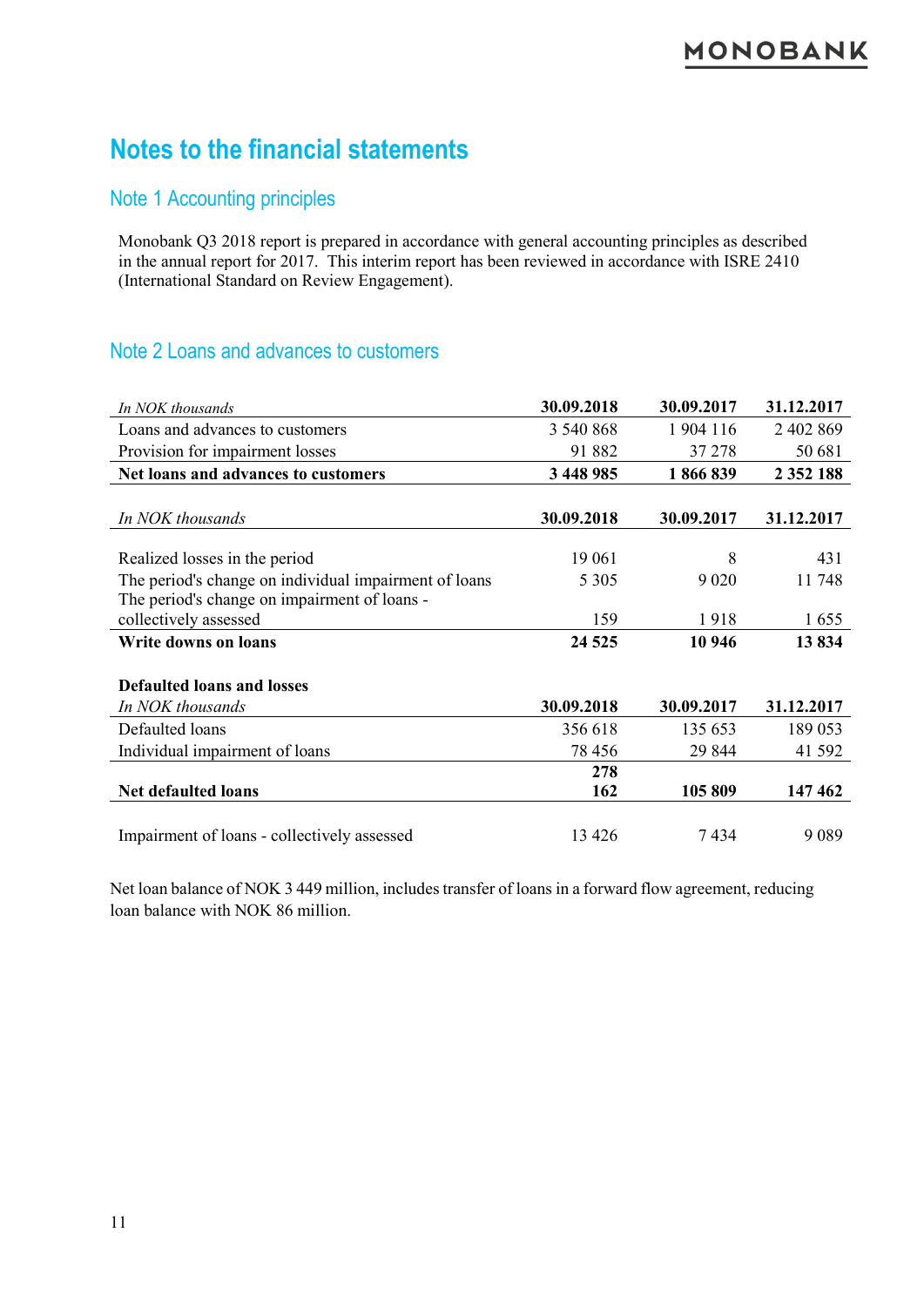# Notes to the financial statements

## Note 1 Accounting principles

Monobank Q3 2018 report is prepared in accordance with general accounting principles as described in the annual report for 2017. This interim report has been reviewed in accordance with ISRE 2410 (International Standard on Review Engagement).

## Note 2 Loans and advances to customers

| *In NOK thousands* | **30.09.2018** | **30.09.2017** | **31.12.2017** |
|---|---|---|---|
| Loans and advances to customers | 3 540 868 | 1 904 116 | 2 402 869 |
| Provision for impairment losses | 91 882 | 37 278 | 50 681 |
| **Net loans and advances to customers** | **3 448 985** | **1 866 839** | **2 352 188** |

| *In NOK thousands* | **30.09.2018** | **30.09.2017** | **31.12.2017** |
|---|---|---|---|
| Realized losses in the period | 19 061 | 8 | 431 |
| The period's change on individual impairment of loans | 5 305 | 9 020 | 11 748 |
| The period's change on impairment of loans - collectively assessed | 159 | 1 918 | 1 655 |
| **Write downs on loans** | **24 525** | **10 946** | **13 834** |

**Defaulted loans and losses**

| *In NOK thousands* | **30.09.2018** | **30.09.2017** | **31.12.2017** |
|---|---|---|---|
| Defaulted loans | 356 618 | 135 653 | 189 053 |
| Individual impairment of loans | 78 456 | 29 844 | 41 592 |
| **Net defaulted loans** | **278 162** | **105 809** | **147 462** |
| | | | |
| Impairment of loans - collectively assessed | 13 426 | 7 434 | 9 089 |

Net loan balance of NOK 3 449 million, includes transfer of loans in a forward flow agreement, reducing loan balance with NOK 86 million.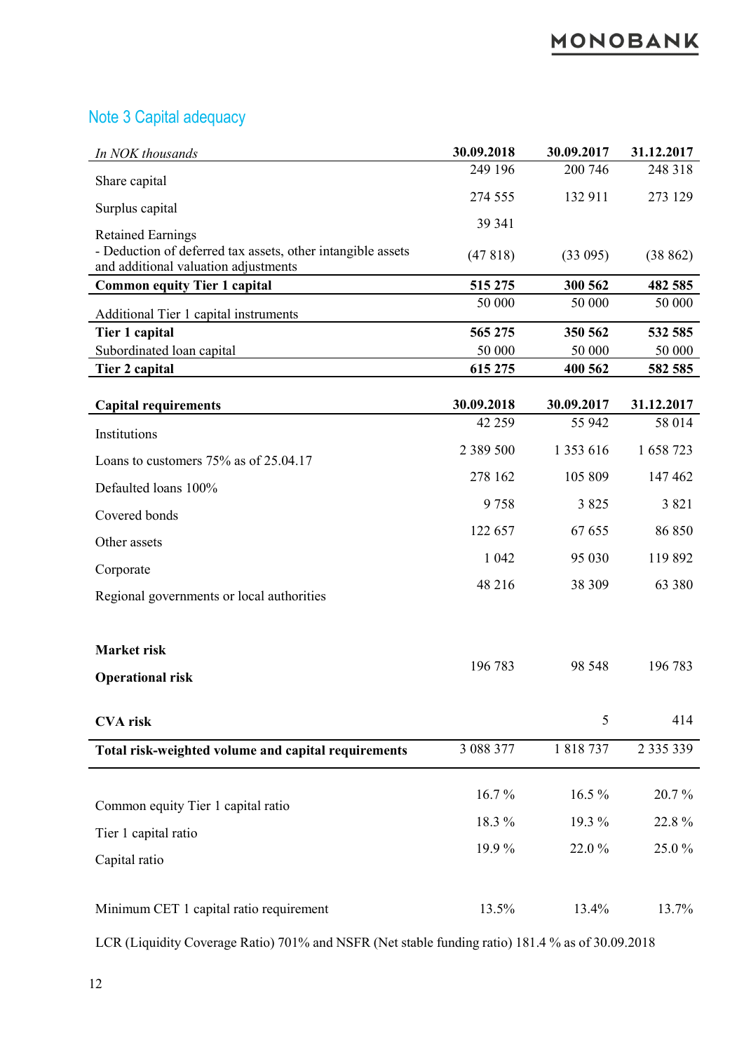## Note 3 Capital adequacy

| *In NOK thousands* | **30.09.2018** | **30.09.2017** | **31.12.2017** |
|---|---|---|---|
| Share capital | 249 196 | 200 746 | 248 318 |
| Surplus capital | 274 555 | 132 911 | 273 129 |
| Retained Earnings | 39 341 | | |
| - Deduction of deferred tax assets, other intangible assets and additional valuation adjustments | (47 818) | (33 095) | (38 862) |
| **Common equity Tier 1 capital** | **515 275** | **300 562** | **482 585** |
| Additional Tier 1 capital instruments | 50 000 | 50 000 | 50 000 |
| **Tier 1 capital** | **565 275** | **350 562** | **532 585** |
| Subordinated loan capital | 50 000 | 50 000 | 50 000 |
| **Tier 2 capital** | **615 275** | **400 562** | **582 585** |

| **Capital requirements** | **30.09.2018** | **30.09.2017** | **31.12.2017** |
|---|---|---|---|
| Institutions | 42 259 | 55 942 | 58 014 |
| Loans to customers 75% as of 25.04.17 | 2 389 500 | 1 353 616 | 1 658 723 |
| Defaulted loans 100% | 278 162 | 105 809 | 147 462 |
| Covered bonds | 9 758 | 3 825 | 3 821 |
| Other assets | 122 657 | 67 655 | 86 850 |
| Corporate | 1 042 | 95 030 | 119 892 |
| Regional governments or local authorities | 48 216 | 38 309 | 63 380 |
| **Market risk** | | | |
| **Operational risk** | 196 783 | 98 548 | 196 783 |
| **CVA risk** | | 5 | 414 |
| **Total risk-weighted volume and capital requirements** | 3 088 377 | 1 818 737 | 2 335 339 |
| Common equity Tier 1 capital ratio | 16.7 % | 16.5 % | 20.7 % |
| Tier 1 capital ratio | 18.3 % | 19.3 % | 22.8 % |
| Capital ratio | 19.9 % | 22.0 % | 25.0 % |
| Minimum CET 1 capital ratio requirement | 13.5% | 13.4% | 13.7% |

LCR (Liquidity Coverage Ratio) 701% and NSFR (Net stable funding ratio) 181.4 % as of 30.09.2018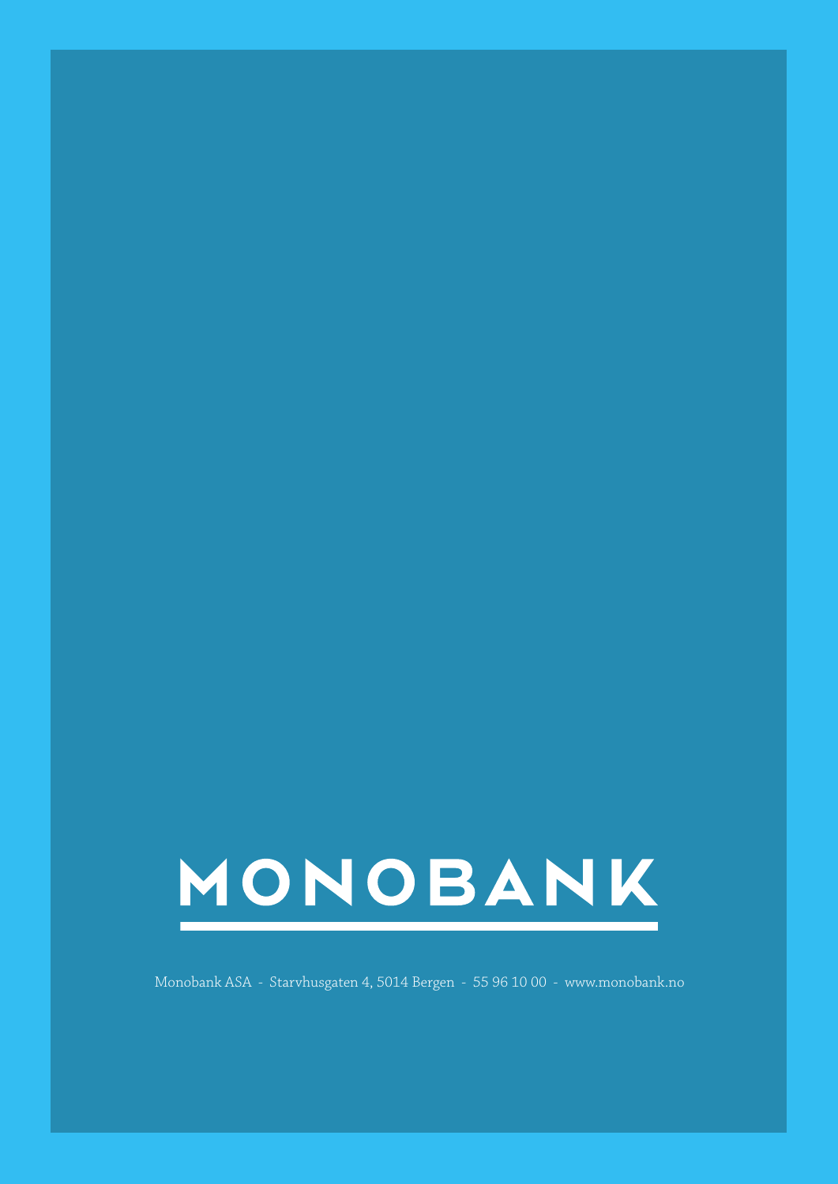MONOBANK

Monobank ASA - Starvhusgaten 4, 5014 Bergen - 55 96 10 00 - www.monobank.no